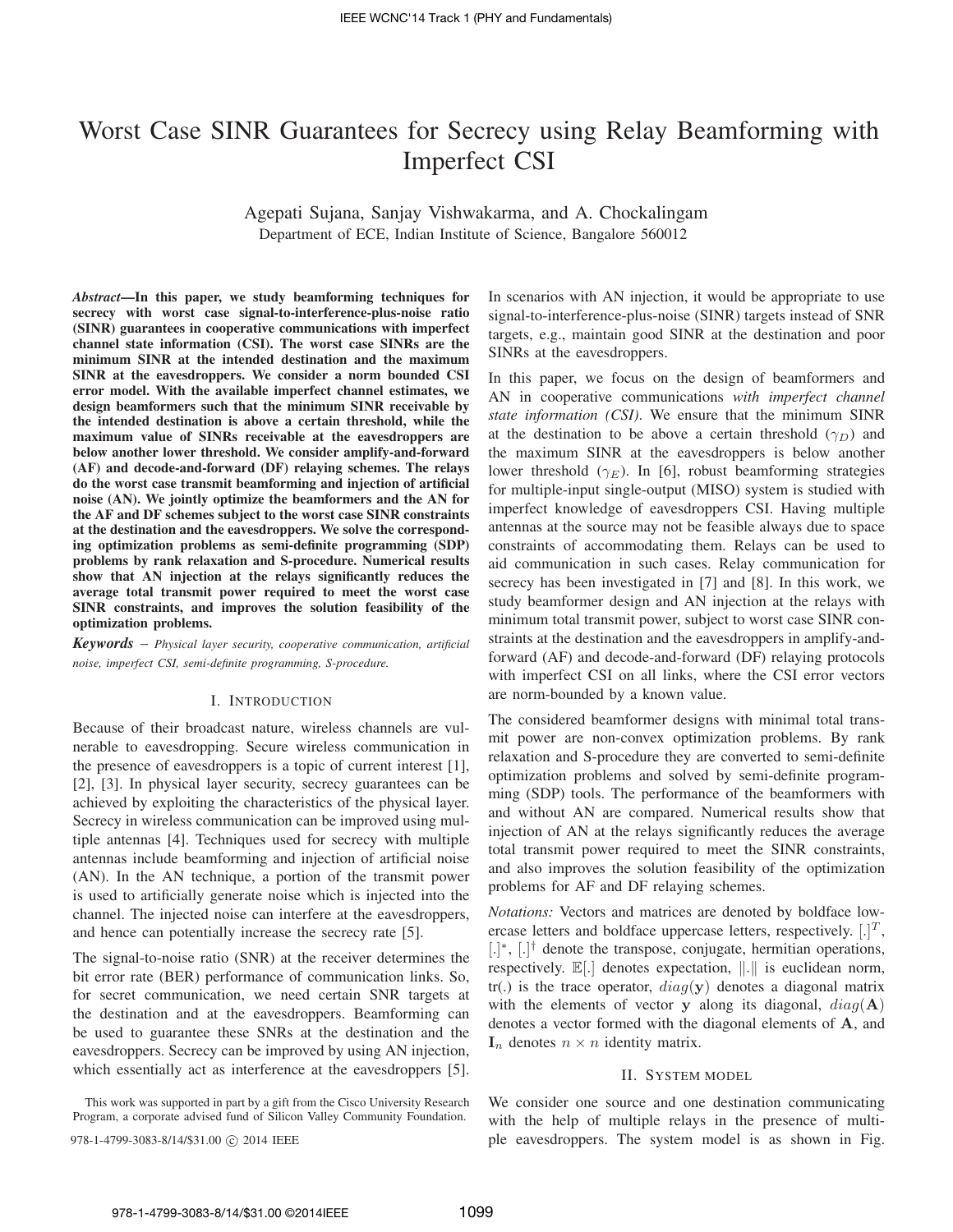# Worst Case SINR Guarantees for Secrecy using Relay Beamforming with Imperfect CSI

Agepati Sujana, Sanjay Vishwakarma, and A. Chockalingam
Department of ECE, Indian Institute of Science, Bangalore 560012

***Abstract*—In this paper, we study beamforming techniques for secrecy with worst case signal-to-interference-plus-noise ratio (SINR) guarantees in cooperative communications with imperfect channel state information (CSI). The worst case SINRs are the minimum SINR at the intended destination and the maximum SINR at the eavesdroppers. We consider a norm bounded CSI error model. With the available imperfect channel estimates, we design beamformers such that the minimum SINR receivable by the intended destination is above a certain threshold, while the maximum value of SINRs receivable at the eavesdroppers are below another lower threshold. We consider amplify-and-forward (AF) and decode-and-forward (DF) relaying schemes. The relays do the worst case transmit beamforming and injection of artificial noise (AN). We jointly optimize the beamformers and the AN for the AF and DF schemes subject to the worst case SINR constraints at the destination and the eavesdroppers. We solve the corresponding optimization problems as semi-definite programming (SDP) problems by rank relaxation and S-procedure. Numerical results show that AN injection at the relays significantly reduces the average total transmit power required to meet the worst case SINR constraints, and improves the solution feasibility of the optimization problems.**

***Keywords*** – *Physical layer security, cooperative communication, artificial noise, imperfect CSI, semi-definite programming, S-procedure.*

## I. Introduction

Because of their broadcast nature, wireless channels are vulnerable to eavesdropping. Secure wireless communication in the presence of eavesdroppers is a topic of current interest [1], [2], [3]. In physical layer security, secrecy guarantees can be achieved by exploiting the characteristics of the physical layer. Secrecy in wireless communication can be improved using multiple antennas [4]. Techniques used for secrecy with multiple antennas include beamforming and injection of artificial noise (AN). In the AN technique, a portion of the transmit power is used to artificially generate noise which is injected into the channel. The injected noise can interfere at the eavesdroppers, and hence can potentially increase the secrecy rate [5].

The signal-to-noise ratio (SNR) at the receiver determines the bit error rate (BER) performance of communication links. So, for secret communication, we need certain SNR targets at the destination and at the eavesdroppers. Beamforming can be used to guarantee these SNRs at the destination and the eavesdroppers. Secrecy can be improved by using AN injection, which essentially act as interference at the eavesdroppers [5]. In scenarios with AN injection, it would be appropriate to use signal-to-interference-plus-noise (SINR) targets instead of SNR targets, e.g., maintain good SINR at the destination and poor SINRs at the eavesdroppers.

In this paper, we focus on the design of beamformers and AN in cooperative communications *with imperfect channel state information (CSI)*. We ensure that the minimum SINR at the destination to be above a certain threshold ($\gamma_D$) and the maximum SINR at the eavesdroppers is below another lower threshold ($\gamma_E$). In [6], robust beamforming strategies for multiple-input single-output (MISO) system is studied with imperfect knowledge of eavesdroppers CSI. Having multiple antennas at the source may not be feasible always due to space constraints of accommodating them. Relays can be used to aid communication in such cases. Relay communication for secrecy has been investigated in [7] and [8]. In this work, we study beamformer design and AN injection at the relays with minimum total transmit power, subject to worst case SINR constraints at the destination and the eavesdroppers in amplify-and-forward (AF) and decode-and-forward (DF) relaying protocols with imperfect CSI on all links, where the CSI error vectors are norm-bounded by a known value.

The considered beamformer designs with minimal total transmit power are non-convex optimization problems. By rank relaxation and S-procedure they are converted to semi-definite optimization problems and solved by semi-definite programming (SDP) tools. The performance of the beamformers with and without AN are compared. Numerical results show that injection of AN at the relays significantly reduces the average total transmit power required to meet the SINR constraints, and also improves the solution feasibility of the optimization problems for AF and DF relaying schemes.

*Notations:* Vectors and matrices are denoted by boldface lowercase letters and boldface uppercase letters, respectively. $[.]^T$, $[.]^*$, $[.]^\dagger$ denote the transpose, conjugate, hermitian operations, respectively. $\mathbb{E}[.]$ denotes expectation, $\|.\|$ is euclidean norm, tr(.) is the trace operator, $diag(\mathbf{y})$ denotes a diagonal matrix with the elements of vector $\mathbf{y}$ along its diagonal, $diag(\mathbf{A})$ denotes a vector formed with the diagonal elements of $\mathbf{A}$, and $\mathbf{I}_n$ denotes $n \times n$ identity matrix.

## II. System model

We consider one source and one destination communicating with the help of multiple relays in the presence of multiple eavesdroppers. The system model is as shown in Fig.

This work was supported in part by a gift from the Cisco University Research Program, a corporate advised fund of Silicon Valley Community Foundation.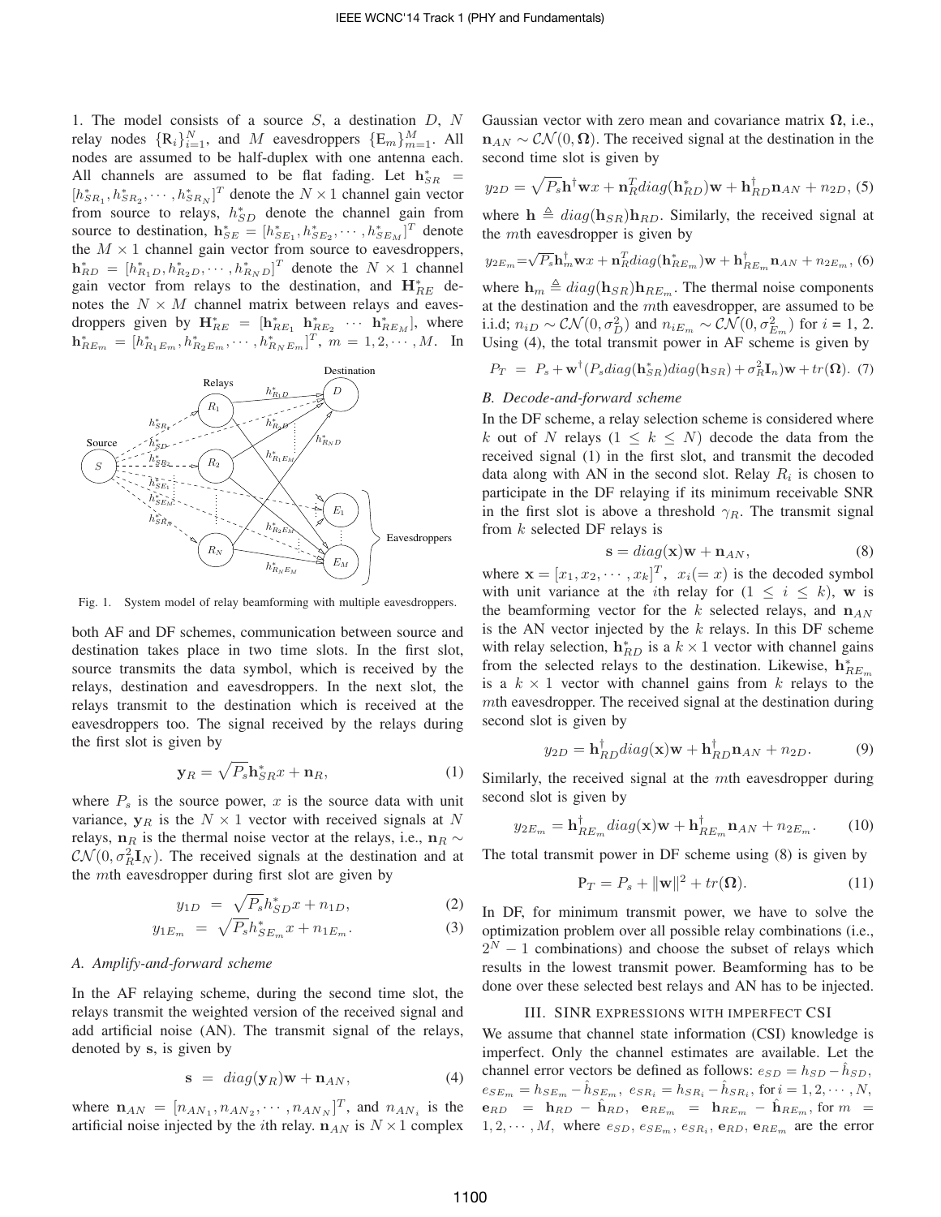1. The model consists of a source $S$, a destination $D$, $N$ relay nodes $\{\mathrm{R}_i\}_{i=1}^N$, and $M$ eavesdroppers $\{\mathrm{E}_m\}_{m=1}^M$. All nodes are assumed to be half-duplex with one antenna each. All channels are assumed to be flat fading. Let $\mathbf{h}_{SR}^* = [h_{SR_1}^*, h_{SR_2}^*, \cdots, h_{SR_N}^*]^T$ denote the $N \times 1$ channel gain vector from source to relays, $h_{SD}^*$ denote the channel gain from source to destination, $\mathbf{h}_{SE}^* = [h_{SE_1}^*, h_{SE_2}^*, \cdots, h_{SE_M}^*]^T$ denote the $M \times 1$ channel gain vector from source to eavesdroppers, $\mathbf{h}_{RD}^* = [h_{R_1D}^*, h_{R_2D}^*, \cdots, h_{R_ND}^*]^T$ denote the $N \times 1$ channel gain vector from relays to the destination, and $\mathbf{H}_{RE}^*$ denotes the $N \times M$ channel matrix between relays and eavesdroppers given by $\mathbf{H}_{RE}^* = [\mathbf{h}_{RE_1}^* \ \mathbf{h}_{RE_2}^* \ \cdots \ \mathbf{h}_{RE_M}^*]$, where $\mathbf{h}_{RE_m}^* = [h_{R_1E_m}^*, h_{R_2E_m}^*, \cdots, h_{R_NE_m}^*]^T$, $m = 1, 2, \cdots, M$. In

Fig. 1. System model of relay beamforming with multiple eavesdroppers.

both AF and DF schemes, communication between source and destination takes place in two time slots. In the first slot, source transmits the data symbol, which is received by the relays, destination and eavesdroppers. In the next slot, the relays transmit to the destination which is received at the eavesdroppers too. The signal received by the relays during the first slot is given by

$$\mathbf{y}_R = \sqrt{P_s}\mathbf{h}_{SR}^* x + \mathbf{n}_R, \tag{1}$$

where $P_s$ is the source power, $x$ is the source data with unit variance, $\mathbf{y}_R$ is the $N \times 1$ vector with received signals at $N$ relays, $\mathbf{n}_R$ is the thermal noise vector at the relays, i.e., $\mathbf{n}_R \sim \mathcal{CN}(0, \sigma_R^2 \mathbf{I}_N)$. The received signals at the destination and at the $m$th eavesdropper during first slot are given by

$$y_{1D} = \sqrt{P_s}h_{SD}^* x + n_{1D}, \tag{2}$$

$$y_{1E_m} = \sqrt{P_s}h_{SE_m}^* x + n_{1E_m}. \tag{3}$$

### A. Amplify-and-forward scheme

In the AF relaying scheme, during the second time slot, the relays transmit the weighted version of the received signal and add artificial noise (AN). The transmit signal of the relays, denoted by $\mathbf{s}$, is given by

$$\mathbf{s} = diag(\mathbf{y}_R)\mathbf{w} + \mathbf{n}_{AN}, \tag{4}$$

where $\mathbf{n}_{AN} = [n_{AN_1}, n_{AN_2}, \cdots, n_{AN_N}]^T$, and $n_{AN_i}$ is the artificial noise injected by the $i$th relay. $\mathbf{n}_{AN}$ is $N \times 1$ complex Gaussian vector with zero mean and covariance matrix $\mathbf{\Omega}$, i.e., $\mathbf{n}_{AN} \sim \mathcal{CN}(0, \mathbf{\Omega})$. The received signal at the destination in the second time slot is given by

$$y_{2D} = \sqrt{P_s}\mathbf{h}^\dagger \mathbf{w}x + \mathbf{n}_R^T diag(\mathbf{h}_{RD}^*)\mathbf{w} + \mathbf{h}_{RD}^\dagger \mathbf{n}_{AN} + n_{2D}, \tag{5}$$

where $\mathbf{h} \triangleq diag(\mathbf{h}_{SR})\mathbf{h}_{RD}$. Similarly, the received signal at the $m$th eavesdropper is given by

$$y_{2E_m} = \sqrt{P_s}\mathbf{h}_m^\dagger \mathbf{w}x + \mathbf{n}_R^T diag(\mathbf{h}_{RE_m}^*)\mathbf{w} + \mathbf{h}_{RE_m}^\dagger \mathbf{n}_{AN} + n_{2E_m}, \tag{6}$$

where $\mathbf{h}_m \triangleq diag(\mathbf{h}_{SR})\mathbf{h}_{RE_m}$. The thermal noise components at the destination and the $m$th eavesdropper, are assumed to be i.i.d; $n_{iD} \sim \mathcal{CN}(0, \sigma_D^2)$ and $n_{iE_m} \sim \mathcal{CN}(0, \sigma_{E_m}^2)$ for $i$ = 1, 2. Using (4), the total transmit power in AF scheme is given by

$$P_T = P_s + \mathbf{w}^\dagger (P_s diag(\mathbf{h}_{SR}^*) diag(\mathbf{h}_{SR}) + \sigma_R^2 \mathbf{I}_n)\mathbf{w} + tr(\mathbf{\Omega}). \tag{7}$$

### B. Decode-and-forward scheme

In the DF scheme, a relay selection scheme is considered where $k$ out of $N$ relays $(1 \leq k \leq N)$ decode the data from the received signal (1) in the first slot, and transmit the decoded data along with AN in the second slot. Relay $R_i$ is chosen to participate in the DF relaying if its minimum receivable SNR in the first slot is above a threshold $\gamma_R$. The transmit signal from $k$ selected DF relays is

$$\mathbf{s} = diag(\mathbf{x})\mathbf{w} + \mathbf{n}_{AN}, \tag{8}$$

where $\mathbf{x} = [x_1, x_2, \cdots, x_k]^T$, $x_i (= x)$ is the decoded symbol with unit variance at the $i$th relay for $(1 \leq i \leq k)$, $\mathbf{w}$ is the beamforming vector for the $k$ selected relays, and $\mathbf{n}_{AN}$ is the AN vector injected by the $k$ relays. In this DF scheme with relay selection, $\mathbf{h}_{RD}^*$ is a $k \times 1$ vector with channel gains from the selected relays to the destination. Likewise, $\mathbf{h}_{RE_m}^*$ is a $k \times 1$ vector with channel gains from $k$ relays to the $m$th eavesdropper. The received signal at the destination during second slot is given by

$$y_{2D} = \mathbf{h}_{RD}^\dagger diag(\mathbf{x})\mathbf{w} + \mathbf{h}_{RD}^\dagger \mathbf{n}_{AN} + n_{2D}. \tag{9}$$

Similarly, the received signal at the $m$th eavesdropper during second slot is given by

$$y_{2E_m} = \mathbf{h}_{RE_m}^\dagger diag(\mathbf{x})\mathbf{w} + \mathbf{h}_{RE_m}^\dagger \mathbf{n}_{AN} + n_{2E_m}. \tag{10}$$

The total transmit power in DF scheme using (8) is given by

$$\mathrm{P}_T = P_s + \|\mathbf{w}\|^2 + tr(\mathbf{\Omega}). \tag{11}$$

In DF, for minimum transmit power, we have to solve the optimization problem over all possible relay combinations (i.e., $2^N - 1$ combinations) and choose the subset of relays which results in the lowest transmit power. Beamforming has to be done over these selected best relays and AN has to be injected.

## III. SINR expressions with imperfect CSI

We assume that channel state information (CSI) knowledge is imperfect. Only the channel estimates are available. Let the channel error vectors be defined as follows: $e_{SD} = h_{SD} - \hat{h}_{SD}$, $e_{SE_m} = h_{SE_m} - \hat{h}_{SE_m}$, $e_{SR_i} = h_{SR_i} - \hat{h}_{SR_i}$, for $i = 1, 2, \cdots, N$, $\mathbf{e}_{RD} = \mathbf{h}_{RD} - \hat{\mathbf{h}}_{RD}$, $\mathbf{e}_{RE_m} = \mathbf{h}_{RE_m} - \hat{\mathbf{h}}_{RE_m}$, for $m = 1, 2, \cdots, M$, where $e_{SD}$, $e_{SE_m}$, $e_{SR_i}$, $\mathbf{e}_{RD}$, $\mathbf{e}_{RE_m}$ are the error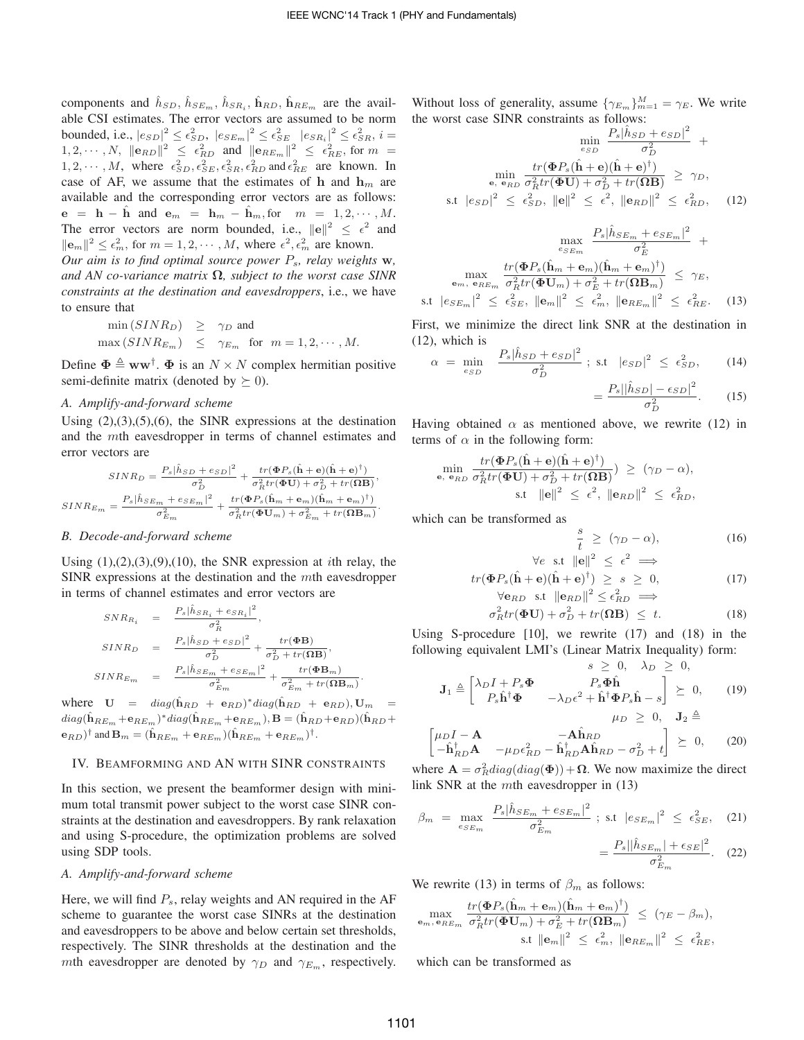components and $\hat{h}_{SD}$, $\hat{h}_{SE_m}$, $\hat{h}_{SR_i}$, $\hat{\mathbf{h}}_{RD}$, $\hat{\mathbf{h}}_{RE_m}$ are the available CSI estimates. The error vectors are assumed to be norm bounded, i.e., $|e_{SD}|^2 \leq \epsilon_{SD}^2$, $|e_{SE_m}|^2 \leq \epsilon_{SE}^2$ $|e_{SR_i}|^2 \leq \epsilon_{SR}^2$, $i = 1, 2, \cdots, N$, $\|\mathbf{e}_{RD}\|^2 \leq \epsilon_{RD}^2$ and $\|\mathbf{e}_{RE_m}\|^2 \leq \epsilon_{RE}^2$, for $m = 1, 2, \cdots, M$, where $\epsilon_{SD}^2, \epsilon_{SE}^2, \epsilon_{SR}^2, \epsilon_{RD}^2$ and $\epsilon_{RE}^2$ are known. In case of AF, we assume that the estimates of $\mathbf{h}$ and $\mathbf{h}_m$ are available and the corresponding error vectors are as follows: $\mathbf{e} = \mathbf{h} - \hat{\mathbf{h}}$ and $\mathbf{e}_m = \mathbf{h}_m - \hat{\mathbf{h}}_m$, for $m = 1, 2, \cdots, M$. The error vectors are norm bounded, i.e., $\|\mathbf{e}\|^2 \leq \epsilon^2$ and $\|\mathbf{e}_m\|^2 \leq \epsilon_m^2$, for $m = 1, 2, \cdots, M$, where $\epsilon^2, \epsilon_m^2$ are known.

*Our aim is to find optimal source power $P_s$, relay weights $\mathbf{w}$, and AN co-variance matrix $\mathbf{\Omega}$, subject to the worst case SINR constraints at the destination and eavesdroppers*, i.e., we have to ensure that

$$
\begin{aligned}
\min(SINR_D) &\geq \gamma_D \text{ and} \\
\max(SINR_{E_m}) &\leq \gamma_{E_m} \text{ for } m = 1, 2, \cdots, M.
\end{aligned}
$$

Define $\mathbf{\Phi} \triangleq \mathbf{w}\mathbf{w}^\dagger$. $\mathbf{\Phi}$ is an $N \times N$ complex hermitian positive semi-definite matrix (denoted by $\succeq 0$).

### A. Amplify-and-forward scheme

Using (2),(3),(5),(6), the SINR expressions at the destination and the $m$th eavesdropper in terms of channel estimates and error vectors are

$$
SINR_D = \frac{P_s|\hat{h}_{SD} + e_{SD}|^2}{\sigma_D^2} + \frac{tr(\mathbf{\Phi} P_s(\hat{\mathbf{h}} + \mathbf{e})(\hat{\mathbf{h}} + \mathbf{e})^\dagger)}{\sigma_R^2 tr(\mathbf{\Phi U}) + \sigma_D^2 + tr(\mathbf{\Omega B})},
$$

$$
SINR_{E_m} = \frac{P_s|\hat{h}_{SE_m} + e_{SE_m}|^2}{\sigma_{E_m}^2} + \frac{tr(\mathbf{\Phi} P_s(\hat{\mathbf{h}}_m + \mathbf{e}_m)(\hat{\mathbf{h}}_m + \mathbf{e}_m)^\dagger)}{\sigma_R^2 tr(\mathbf{\Phi U}_m) + \sigma_{E_m}^2 + tr(\mathbf{\Omega B}_m)}.
$$

### B. Decode-and-forward scheme

Using (1),(2),(3),(9),(10), the SNR expression at $i$th relay, the SINR expressions at the destination and the $m$th eavesdropper in terms of channel estimates and error vectors are

$$
\begin{aligned}
SNR_{R_i} &= \frac{P_s|\hat{h}_{SR_i} + e_{SR_i}|^2}{\sigma_R^2}, \\
SINR_D &= \frac{P_s|\hat{h}_{SD} + e_{SD}|^2}{\sigma_D^2} + \frac{tr(\mathbf{\Phi B})}{\sigma_D^2 + tr(\mathbf{\Omega B})}, \\
SINR_{E_m} &= \frac{P_s|\hat{h}_{SE_m} + e_{SE_m}|^2}{\sigma_{E_m}^2} + \frac{tr(\mathbf{\Phi B}_m)}{\sigma_{E_m}^2 + tr(\mathbf{\Omega B}_m)}.
\end{aligned}
$$

where $\mathbf{U} = diag(\hat{\mathbf{h}}_{RD} + \mathbf{e}_{RD})^* diag(\hat{\mathbf{h}}_{RD} + \mathbf{e}_{RD}), \mathbf{U}_m = diag(\hat{\mathbf{h}}_{RE_m} + \mathbf{e}_{RE_m})^* diag(\hat{\mathbf{h}}_{RE_m} + \mathbf{e}_{RE_m}), \mathbf{B} = (\hat{\mathbf{h}}_{RD} + \mathbf{e}_{RD})(\hat{\mathbf{h}}_{RD} + \mathbf{e}_{RD})^\dagger$ and $\mathbf{B}_m = (\hat{\mathbf{h}}_{RE_m} + \mathbf{e}_{RE_m})(\hat{\mathbf{h}}_{RE_m} + \mathbf{e}_{RE_m})^\dagger$.

## IV. Beamforming and AN with SINR constraints

In this section, we present the beamformer design with minimum total transmit power subject to the worst case SINR constraints at the destination and eavesdroppers. By rank relaxation and using S-procedure, the optimization problems are solved using SDP tools.

### A. Amplify-and-forward scheme

Here, we will find $P_s$, relay weights and AN required in the AF scheme to guarantee the worst case SINRs at the destination and eavesdroppers to be above and below certain set thresholds, respectively. The SINR thresholds at the destination and the $m$th eavesdropper are denoted by $\gamma_D$ and $\gamma_{E_m}$, respectively. Without loss of generality, assume $\{\gamma_{E_m}\}_{m=1}^M = \gamma_E$. We write the worst case SINR constraints as follows:

$$
\begin{aligned}
&\min_{e_{SD}} \frac{P_s|\hat{h}_{SD} + e_{SD}|^2}{\sigma_D^2} + \\
&\min_{\mathbf{e},\, \mathbf{e}_{RD}} \frac{tr(\mathbf{\Phi} P_s(\hat{\mathbf{h}} + \mathbf{e})(\hat{\mathbf{h}} + \mathbf{e})^\dagger)}{\sigma_R^2 tr(\mathbf{\Phi U}) + \sigma_D^2 + tr(\mathbf{\Omega B})} \geq \gamma_D, \\
&\text{s.t } |e_{SD}|^2 \leq \epsilon_{SD}^2, \ \|\mathbf{e}\|^2 \leq \epsilon^2, \ \|\mathbf{e}_{RD}\|^2 \leq \epsilon_{RD}^2,
\end{aligned} \tag{12}
$$

$$
\begin{aligned}
&\max_{e_{SE_m}} \frac{P_s|\hat{h}_{SE_m} + e_{SE_m}|^2}{\sigma_E^2} + \\
&\max_{\mathbf{e}_m,\, \mathbf{e}_{RE_m}} \frac{tr(\mathbf{\Phi} P_s(\hat{\mathbf{h}}_m + \mathbf{e}_m)(\hat{\mathbf{h}}_m + \mathbf{e}_m)^\dagger)}{\sigma_R^2 tr(\mathbf{\Phi U}_m) + \sigma_E^2 + tr(\mathbf{\Omega B}_m)} \leq \gamma_E, \\
&\text{s.t } |e_{SE_m}|^2 \leq \epsilon_{SE}^2, \ \|\mathbf{e}_m\|^2 \leq \epsilon_m^2, \ \|\mathbf{e}_{RE_m}\|^2 \leq \epsilon_{RE}^2.
\end{aligned} \tag{13}
$$

First, we minimize the direct link SNR at the destination in (12), which is

$$
\alpha = \min_{e_{SD}} \frac{P_s|\hat{h}_{SD} + e_{SD}|^2}{\sigma_D^2} \ ; \ \text{s.t} \ |e_{SD}|^2 \leq \epsilon_{SD}^2, \tag{14}
$$

$$
= \frac{P_s||\hat{h}_{SD}| - \epsilon_{SD}|^2}{\sigma_D^2}. \tag{15}
$$

Having obtained $\alpha$ as mentioned above, we rewrite (12) in terms of $\alpha$ in the following form:

$$
\begin{aligned}
&\min_{\mathbf{e},\, \mathbf{e}_{RD}} \frac{tr(\mathbf{\Phi} P_s(\hat{\mathbf{h}} + \mathbf{e})(\hat{\mathbf{h}} + \mathbf{e})^\dagger)}{\sigma_R^2 tr(\mathbf{\Phi U}) + \sigma_D^2 + tr(\mathbf{\Omega B})}) \geq (\gamma_D - \alpha), \\
&\text{s.t} \ \|\mathbf{e}\|^2 \leq \epsilon^2, \ \|\mathbf{e}_{RD}\|^2 \leq \epsilon_{RD}^2,
\end{aligned}
$$

which can be transformed as

$$
\frac{s}{t} \geq (\gamma_D - \alpha), \tag{16}
$$

$$
\begin{aligned}
&\forall e \ \text{s.t} \ \|\mathbf{e}\|^2 \leq \epsilon^2 \implies \\
&tr(\mathbf{\Phi} P_s(\hat{\mathbf{h}} + \mathbf{e})(\hat{\mathbf{h}} + \mathbf{e})^\dagger) \geq s \geq 0,
\end{aligned} \tag{17}
$$

$$
\begin{aligned}
&\forall \mathbf{e}_{RD} \ \text{s.t} \ \|\mathbf{e}_{RD}\|^2 \leq \epsilon_{RD}^2 \implies \\
&\sigma_R^2 tr(\mathbf{\Phi U}) + \sigma_D^2 + tr(\mathbf{\Omega B}) \leq t.
\end{aligned} \tag{18}
$$

Using S-procedure [10], we rewrite (17) and (18) in the following equivalent LMI's (Linear Matrix Inequality) form:

$$
s \geq 0, \quad \lambda_D \geq 0,
$$

$$
\mathbf{J}_1 \triangleq \begin{bmatrix} \lambda_D I + P_s\mathbf{\Phi} & P_s\mathbf{\Phi}\hat{\mathbf{h}} \\ P_s\hat{\mathbf{h}}^\dagger\mathbf{\Phi} & -\lambda_D\epsilon^2 + \hat{\mathbf{h}}^\dagger\mathbf{\Phi} P_s\hat{\mathbf{h}} - s \end{bmatrix} \succeq 0, \tag{19}
$$

$$
\mu_D \geq 0, \quad \mathbf{J}_2 \triangleq
$$

$$
\begin{bmatrix} \mu_D I - \mathbf{A} & -\mathbf{A}\hat{\mathbf{h}}_{RD} \\ -\hat{\mathbf{h}}_{RD}^\dagger\mathbf{A} & -\mu_D\epsilon_{RD}^2 - \hat{\mathbf{h}}_{RD}^\dagger\mathbf{A}\hat{\mathbf{h}}_{RD} - \sigma_D^2 + t \end{bmatrix} \succeq 0, \tag{20}
$$

where $\mathbf{A} = \sigma_R^2 diag(diag(\mathbf{\Phi})) + \mathbf{\Omega}$. We now maximize the direct link SNR at the $m$th eavesdropper in (13)

$$
\beta_m = \max_{e_{SE_m}} \frac{P_s|\hat{h}_{SE_m} + e_{SE_m}|^2}{\sigma_{E_m}^2} \ ; \ \text{s.t} \ |e_{SE_m}|^2 \leq \epsilon_{SE}^2, \tag{21}
$$

$$
= \frac{P_s||\hat{h}_{SE_m}| + \epsilon_{SE}|^2}{\sigma_{E_m}^2}. \tag{22}
$$

We rewrite (13) in terms of $\beta_m$ as follows:

$$
\begin{aligned}
&\max_{\mathbf{e}_m, \mathbf{e}_{RE_m}} \frac{tr(\mathbf{\Phi} P_s(\hat{\mathbf{h}}_m + \mathbf{e}_m)(\hat{\mathbf{h}}_m + \mathbf{e}_m)^\dagger)}{\sigma_R^2 tr(\mathbf{\Phi U}_m) + \sigma_E^2 + tr(\mathbf{\Omega B}_m)} \leq (\gamma_E - \beta_m), \\
&\text{s.t} \ \|\mathbf{e}_m\|^2 \leq \epsilon_m^2, \ \|\mathbf{e}_{RE_m}\|^2 \leq \epsilon_{RE}^2,
\end{aligned}
$$

which can be transformed as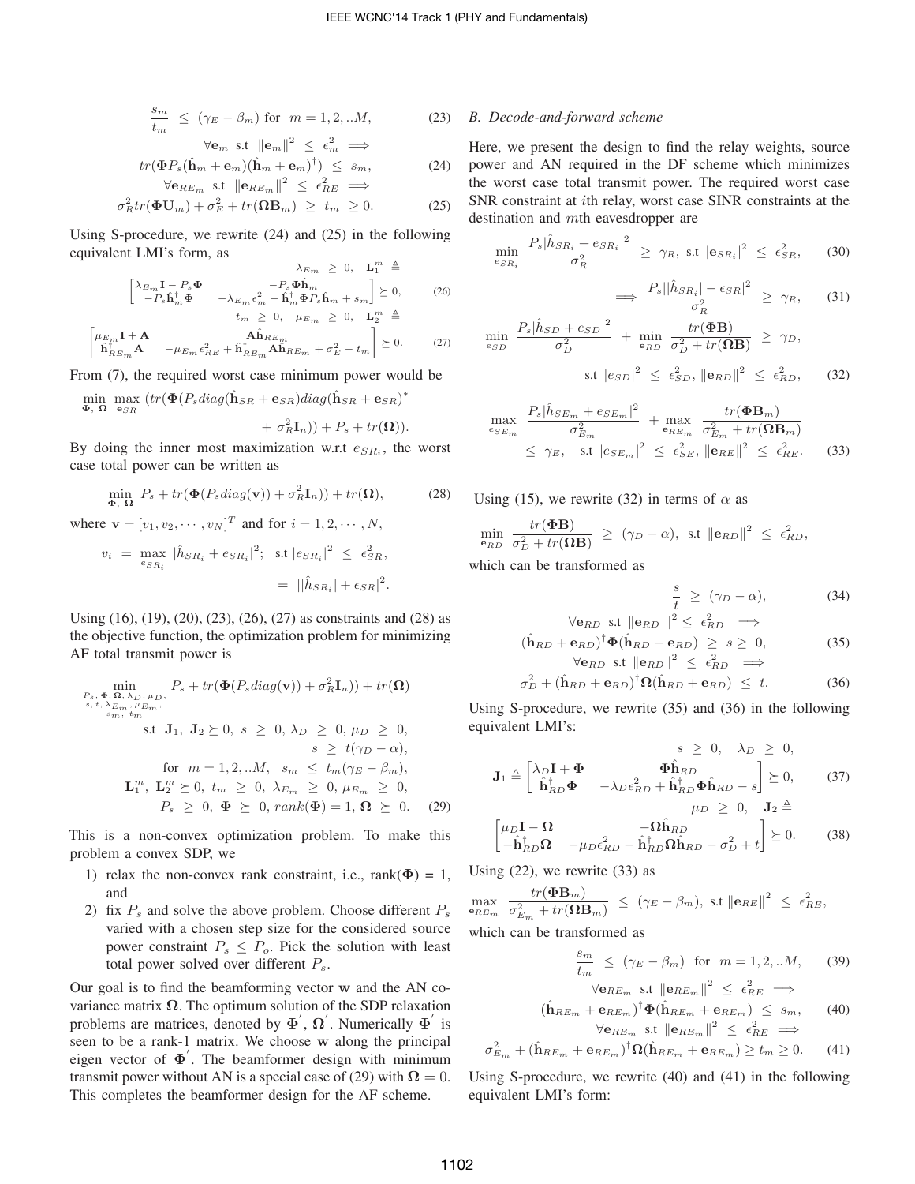$$\frac{s_m}{t_m} \;\le\; (\gamma_E - \beta_m) \text{ for } \; m = 1, 2, ..M, \tag{23}$$

$$\forall \mathbf{e}_m \text{ s.t } \|\mathbf{e}_m\|^2 \;\le\; \epsilon_m^2 \implies$$

$$tr(\mathbf{\Phi} P_s(\hat{\mathbf{h}}_m + \mathbf{e}_m)(\hat{\mathbf{h}}_m + \mathbf{e}_m)^\dagger) \;\le\; s_m, \tag{24}$$

$$\forall \mathbf{e}_{RE_m} \text{ s.t } \|\mathbf{e}_{RE_m}\|^2 \;\le\; \epsilon_{RE}^2 \implies$$

$$\sigma_R^2 tr(\mathbf{\Phi U}_m) + \sigma_E^2 + tr(\mathbf{\Omega B}_m) \;\ge\; t_m \;\ge 0. \tag{25}$$

Using S-procedure, we rewrite (24) and (25) in the following equivalent LMI's form, as

$$\lambda_{E_m} \;\ge\; 0, \quad \mathbf{L}_1^m \;\triangleq$$

$$\begin{bmatrix} \lambda_{E_m}\mathbf{I} - P_s\mathbf{\Phi} & -P_s\mathbf{\Phi}\hat{\mathbf{h}}_m \\ -P_s\hat{\mathbf{h}}_m^\dagger\mathbf{\Phi} & -\lambda_{E_m}\epsilon_m^2 - \hat{\mathbf{h}}_m^\dagger\mathbf{\Phi}P_s\hat{\mathbf{h}}_m + s_m \end{bmatrix} \succeq 0, \tag{26}$$

$$t_m \;\ge\; 0, \quad \mu_{E_m} \;\ge\; 0, \quad \mathbf{L}_2^m \;\triangleq$$

$$\begin{bmatrix} \mu_{E_m}\mathbf{I} + \mathbf{A} & \mathbf{A}\hat{\mathbf{h}}_{RE_m} \\ \hat{\mathbf{h}}_{RE_m}^\dagger\mathbf{A} & -\mu_{E_m}\epsilon_{RE}^2 + \hat{\mathbf{h}}_{RE_m}^\dagger\mathbf{A}\hat{\mathbf{h}}_{RE_m} + \sigma_E^2 - t_m \end{bmatrix} \succeq 0. \tag{27}$$

From (7), the required worst case minimum power would be

$$\min_{\mathbf{\Phi},\,\mathbf{\Omega}} \max_{\mathbf{e}_{SR}} \big(tr(\mathbf{\Phi}(P_s diag(\hat{\mathbf{h}}_{SR} + \mathbf{e}_{SR})diag(\hat{\mathbf{h}}_{SR} + \mathbf{e}_{SR})^* + \sigma_R^2\mathbf{I}_n)) + P_s + tr(\mathbf{\Omega})\big).$$

By doing the inner most maximization w.r.t $e_{SR_i}$, the worst case total power can be written as

$$\min_{\mathbf{\Phi},\,\mathbf{\Omega}} \; P_s + tr(\mathbf{\Phi}(P_s diag(\mathbf{v}) + \sigma_R^2\mathbf{I}_n)) + tr(\mathbf{\Omega}), \tag{28}$$

where $\mathbf{v} = [v_1, v_2, \cdots, v_N]^T$ and for $i = 1, 2, \cdots, N$,

$$v_i \;=\; \max_{e_{SR_i}} \; |\hat{h}_{SR_i} + e_{SR_i}|^2; \;\; \text{s.t } |e_{SR_i}|^2 \;\le\; \epsilon_{SR}^2, \;=\; ||\hat{h}_{SR_i}| + \epsilon_{SR}|^2.$$

Using (16), (19), (20), (23), (26), (27) as constraints and (28) as the objective function, the optimization problem for minimizing AF total transmit power is

$$\begin{aligned} \min_{\substack{P_s,\,\mathbf{\Phi},\,\mathbf{\Omega},\,\lambda_D,\,\mu_D,\\ s,\,t,\,\lambda_{E_m},\,\mu_{E_m},\\ s_m,\,t_m}} \;& P_s + tr(\mathbf{\Phi}(P_s diag(\mathbf{v})) + \sigma_R^2\mathbf{I}_n)) + tr(\mathbf{\Omega}) \\ \text{s.t } \;& \mathbf{J}_1,\, \mathbf{J}_2 \succeq 0,\; s \;\ge\; 0,\; \lambda_D \;\ge\; 0,\; \mu_D \;\ge\; 0, \\ & s \;\ge\; t(\gamma_D - \alpha), \\ & \text{for } \; m = 1, 2, ..M, \;\; s_m \;\le\; t_m(\gamma_E - \beta_m), \\ & \mathbf{L}_1^m,\; \mathbf{L}_2^m \succeq 0,\; t_m \;\ge\; 0,\; \lambda_{E_m} \;\ge\; 0,\; \mu_{E_m} \;\ge\; 0, \\ & P_s \;\ge\; 0,\; \mathbf{\Phi} \;\succeq\; 0,\; rank(\mathbf{\Phi}) = 1,\; \mathbf{\Omega} \;\succeq\; 0. \end{aligned} \tag{29}$$

This is a non-convex optimization problem. To make this problem a convex SDP, we

1) relax the non-convex rank constraint, i.e., rank($\mathbf{\Phi}$) = 1, and
2) fix $P_s$ and solve the above problem. Choose different $P_s$ varied with a chosen step size for the considered source power constraint $P_s \le P_o$. Pick the solution with least total power solved over different $P_s$.

Our goal is to find the beamforming vector $\mathbf{w}$ and the AN covariance matrix $\mathbf{\Omega}$. The optimum solution of the SDP relaxation problems are matrices, denoted by $\mathbf{\Phi}^{'}$, $\mathbf{\Omega}^{'}$. Numerically $\mathbf{\Phi}^{'}$ is seen to be a rank-1 matrix. We choose $\mathbf{w}$ along the principal eigen vector of $\mathbf{\Phi}^{'}$. The beamformer design with minimum transmit power without AN is a special case of (29) with $\mathbf{\Omega} = 0$. This completes the beamformer design for the AF scheme.

### *B. Decode-and-forward scheme*

Here, we present the design to find the relay weights, source power and AN required in the DF scheme which minimizes the worst case total transmit power. The required worst case SNR constraint at $i$th relay, worst case SINR constraints at the destination and $m$th eavesdropper are

$$\min_{e_{SR_i}} \; \frac{P_s|\hat{h}_{SR_i} + e_{SR_i}|^2}{\sigma_R^2} \;\ge\; \gamma_R, \; \text{s.t } |\mathbf{e}_{SR_i}|^2 \;\le\; \epsilon_{SR}^2, \tag{30}$$

$$\implies \; \frac{P_s||\hat{h}_{SR_i}| - \epsilon_{SR}|^2}{\sigma_R^2} \;\ge\; \gamma_R, \tag{31}$$

$$\min_{e_{SD}} \; \frac{P_s|\hat{h}_{SD} + e_{SD}|^2}{\sigma_D^2} \;+\; \min_{\mathbf{e}_{RD}} \; \frac{tr(\mathbf{\Phi B})}{\sigma_D^2 + tr(\mathbf{\Omega B})} \;\ge\; \gamma_D,$$

$$\text{s.t } |e_{SD}|^2 \;\le\; \epsilon_{SD}^2,\; \|\mathbf{e}_{RD}\|^2 \;\le\; \epsilon_{RD}^2, \tag{32}$$

$$\max_{e_{SE_m}} \; \frac{P_s|\hat{h}_{SE_m} + e_{SE_m}|^2}{\sigma_{E_m}^2} \;+\; \max_{\mathbf{e}_{RE_m}} \; \frac{tr(\mathbf{\Phi B}_m)}{\sigma_{E_m}^2 + tr(\mathbf{\Omega B}_m)}$$

$$\le\; \gamma_E, \quad \text{s.t } |e_{SE_m}|^2 \;\le\; \epsilon_{SE}^2,\; \|\mathbf{e}_{RE}\|^2 \;\le\; \epsilon_{RE}^2. \tag{33}$$

Using (15), we rewrite (32) in terms of $\alpha$ as

$$\min_{\mathbf{e}_{RD}} \; \frac{tr(\mathbf{\Phi B})}{\sigma_D^2 + tr(\mathbf{\Omega B})} \;\ge\; (\gamma_D - \alpha), \;\; \text{s.t } \|\mathbf{e}_{RD}\|^2 \;\le\; \epsilon_{RD}^2,$$

which can be transformed as

$$\frac{s}{t} \;\ge\; (\gamma_D - \alpha), \tag{34}$$

$$\forall \mathbf{e}_{RD} \;\text{ s.t } \|\mathbf{e}_{RD}\|^2 \le \epsilon_{RD}^2 \implies$$

$$(\hat{\mathbf{h}}_{RD} + \mathbf{e}_{RD})^\dagger\mathbf{\Phi}(\hat{\mathbf{h}}_{RD} + \mathbf{e}_{RD}) \;\ge\; s \;\ge\; 0, \tag{35}$$

$$\forall \mathbf{e}_{RD} \;\text{ s.t } \|\mathbf{e}_{RD}\|^2 \;\le\; \epsilon_{RD}^2 \implies$$

$$\sigma_D^2 + (\hat{\mathbf{h}}_{RD} + \mathbf{e}_{RD})^\dagger\mathbf{\Omega}(\hat{\mathbf{h}}_{RD} + \mathbf{e}_{RD}) \;\le\; t. \tag{36}$$

Using S-procedure, we rewrite (35) and (36) in the following equivalent LMI's:

$$s \;\ge\; 0, \quad \lambda_D \;\ge\; 0,$$

$$\mathbf{J}_1 \triangleq \begin{bmatrix} \lambda_D\mathbf{I} + \mathbf{\Phi} & \mathbf{\Phi}\hat{\mathbf{h}}_{RD} \\ \hat{\mathbf{h}}_{RD}^\dagger\mathbf{\Phi} & -\lambda_D\epsilon_{RD}^2 + \hat{\mathbf{h}}_{RD}^\dagger\mathbf{\Phi}\hat{\mathbf{h}}_{RD} - s \end{bmatrix} \succeq 0, \tag{37}$$

$$\mu_D \;\ge\; 0, \quad \mathbf{J}_2 \triangleq$$

$$\begin{bmatrix} \mu_D\mathbf{I} - \mathbf{\Omega} & -\mathbf{\Omega}\hat{\mathbf{h}}_{RD} \\ -\hat{\mathbf{h}}_{RD}^\dagger\mathbf{\Omega} & -\mu_D\epsilon_{RD}^2 - \hat{\mathbf{h}}_{RD}^\dagger\mathbf{\Omega}\hat{\mathbf{h}}_{RD} - \sigma_D^2 + t \end{bmatrix} \succeq 0. \tag{38}$$

Using (22), we rewrite (33) as

$$\max_{\mathbf{e}_{RE_m}} \; \frac{tr(\mathbf{\Phi B}_m)}{\sigma_{E_m}^2 + tr(\mathbf{\Omega B}_m)} \;\le\; (\gamma_E - \beta_m), \; \text{s.t } \|\mathbf{e}_{RE}\|^2 \;\le\; \epsilon_{RE}^2,$$

which can be transformed as

$$\frac{s_m}{t_m} \;\le\; (\gamma_E - \beta_m) \;\; \text{for } \; m = 1, 2, ..M, \tag{39}$$

$$\forall \mathbf{e}_{RE_m} \;\text{ s.t } \|\mathbf{e}_{RE_m}\|^2 \;\le\; \epsilon_{RE}^2 \implies$$

$$(\hat{\mathbf{h}}_{RE_m} + \mathbf{e}_{RE_m})^\dagger\mathbf{\Phi}(\hat{\mathbf{h}}_{RE_m} + \mathbf{e}_{RE_m}) \;\le\; s_m, \tag{40}$$

$$\forall \mathbf{e}_{RE_m} \;\text{ s.t } \|\mathbf{e}_{RE_m}\|^2 \;\le\; \epsilon_{RE}^2 \implies$$

$$\sigma_{E_m}^2 + (\hat{\mathbf{h}}_{RE_m} + \mathbf{e}_{RE_m})^\dagger\mathbf{\Omega}(\hat{\mathbf{h}}_{RE_m} + \mathbf{e}_{RE_m}) \ge t_m \ge 0. \tag{41}$$

Using S-procedure, we rewrite (40) and (41) in the following equivalent LMI's form: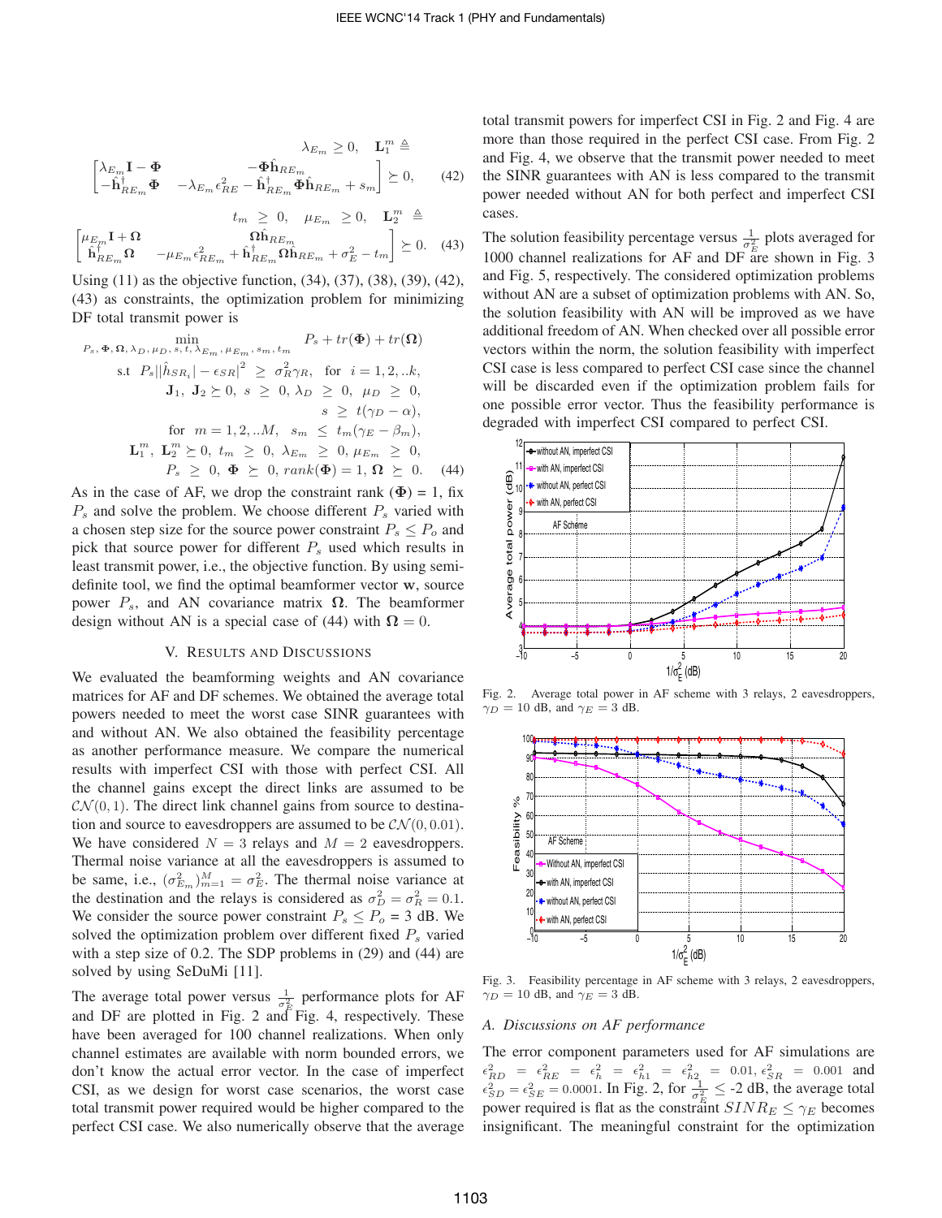$$\lambda_{E_m} \geq 0, \quad \mathbf{L}_1^m \triangleq$$

$$\begin{bmatrix} \lambda_{E_m}\mathbf{I} - \boldsymbol{\Phi} & -\boldsymbol{\Phi}\hat{\mathbf{h}}_{RE_m} \\ -\hat{\mathbf{h}}_{RE_m}^{\dagger}\boldsymbol{\Phi} & -\lambda_{E_m}\epsilon_{RE}^2 - \hat{\mathbf{h}}_{RE_m}^{\dagger}\boldsymbol{\Phi}\hat{\mathbf{h}}_{RE_m} + s_m \end{bmatrix} \succeq 0, \quad (42)$$

$$t_m \geq 0, \quad \mu_{E_m} \geq 0, \quad \mathbf{L}_2^m \triangleq$$

$$\begin{bmatrix} \mu_{E_m}\mathbf{I} + \boldsymbol{\Omega} & \boldsymbol{\Omega}\hat{\mathbf{h}}_{RE_m} \\ \hat{\mathbf{h}}_{RE_m}^{\dagger}\boldsymbol{\Omega} & -\mu_{E_m}\epsilon_{RE_m}^2 + \hat{\mathbf{h}}_{RE_m}^{\dagger}\boldsymbol{\Omega}\hat{\mathbf{h}}_{RE_m} + \sigma_E^2 - t_m \end{bmatrix} \succeq 0. \quad (43)$$

Using (11) as the objective function, (34), (37), (38), (39), (42), (43) as constraints, the optimization problem for minimizing DF total transmit power is

$$\begin{aligned}
\min_{P_s,\, \boldsymbol{\Phi},\, \boldsymbol{\Omega},\, \lambda_D,\, \mu_D,\, s,\, t,\, \lambda_{E_m},\, \mu_{E_m},\, s_m,\, t_m} \quad & P_s + tr(\boldsymbol{\Phi}) + tr(\boldsymbol{\Omega}) \\
\text{s.t} \quad P_s||\hat{h}_{SR_i}| - \epsilon_{SR}|^2 \ \geq \ & \sigma_R^2\gamma_R, \quad \text{for} \ \ i = 1, 2, ..k, \\
\mathbf{J}_1,\ \mathbf{J}_2 \succeq 0,\ s \ \geq \ & 0,\ \lambda_D \ \geq \ 0,\ \mu_D \ \geq \ 0, \\
s \ \geq \ & t(\gamma_D - \alpha), \\
\text{for} \quad m = 1, 2, ..M,\ s_m \ \leq \ & t_m(\gamma_E - \beta_m), \\
\mathbf{L}_1^m,\ \mathbf{L}_2^m \succeq 0,\ t_m \ \geq \ & 0,\ \lambda_{E_m} \ \geq \ 0,\ \mu_{E_m} \ \geq \ 0, \\
P_s \ \geq \ 0,\ \boldsymbol{\Phi} \ \succeq \ & 0,\ rank(\boldsymbol{\Phi}) = 1,\ \boldsymbol{\Omega} \ \succeq \ 0. \quad (44)
\end{aligned}$$

As in the case of AF, we drop the constraint rank $(\boldsymbol{\Phi}) = 1$, fix $P_s$ and solve the problem. We choose different $P_s$ varied with a chosen step size for the source power constraint $P_s \leq P_o$ and pick that source power for different $P_s$ used which results in least transmit power, i.e., the objective function. By using semi-definite tool, we find the optimal beamformer vector $\mathbf{w}$, source power $P_s$, and AN covariance matrix $\boldsymbol{\Omega}$. The beamformer design without AN is a special case of (44) with $\boldsymbol{\Omega} = 0$.

## V. Results and Discussions

We evaluated the beamforming weights and AN covariance matrices for AF and DF schemes. We obtained the average total powers needed to meet the worst case SINR guarantees with and without AN. We also obtained the feasibility percentage as another performance measure. We compare the numerical results with imperfect CSI with those with perfect CSI. All the channel gains except the direct links are assumed to be $\mathcal{CN}(0, 1)$. The direct link channel gains from source to destination and source to eavesdroppers are assumed to be $\mathcal{CN}(0, 0.01)$. We have considered $N = 3$ relays and $M = 2$ eavesdroppers. Thermal noise variance at all the eavesdroppers is assumed to be same, i.e., $(\sigma_{E_m}^2)_{m=1}^M = \sigma_E^2$. The thermal noise variance at the destination and the relays is considered as $\sigma_D^2 = \sigma_R^2 = 0.1$. We consider the source power constraint $P_s \leq P_o = 3$ dB. We solved the optimization problem over different fixed $P_s$ varied with a step size of 0.2. The SDP problems in (29) and (44) are solved by using SeDuMi [11].

The average total power versus $\frac{1}{\sigma_E^2}$ performance plots for AF and DF are plotted in Fig. 2 and Fig. 4, respectively. These have been averaged for 100 channel realizations. When only channel estimates are available with norm bounded errors, we don't know the actual error vector. In the case of imperfect CSI, as we design for worst case scenarios, the worst case total transmit power required would be higher compared to the perfect CSI case. We also numerically observe that the average total transmit powers for imperfect CSI in Fig. 2 and Fig. 4 are more than those required in the perfect CSI case. From Fig. 2 and Fig. 4, we observe that the transmit power needed to meet the SINR guarantees with AN is less compared to the transmit power needed without AN for both perfect and imperfect CSI cases.

The solution feasibility percentage versus $\frac{1}{\sigma_E^2}$ plots averaged for 1000 channel realizations for AF and DF are shown in Fig. 3 and Fig. 5, respectively. The considered optimization problems without AN are a subset of optimization problems with AN. So, the solution feasibility with AN will be improved as we have additional freedom of AN. When checked over all possible error vectors within the norm, the solution feasibility with imperfect CSI case is less compared to perfect CSI case since the channel will be discarded even if the optimization problem fails for one possible error vector. Thus the feasibility performance is degraded with imperfect CSI compared to perfect CSI.

Fig. 2. Average total power in AF scheme with 3 relays, 2 eavesdroppers, $\gamma_D = 10$ dB, and $\gamma_E = 3$ dB.

Fig. 3. Feasibility percentage in AF scheme with 3 relays, 2 eavesdroppers, $\gamma_D = 10$ dB, and $\gamma_E = 3$ dB.

### A. Discussions on AF performance

The error component parameters used for AF simulations are $\epsilon_{RD}^2 = \epsilon_{RE}^2 = \epsilon_h^2 = \epsilon_{h1}^2 = \epsilon_{h2}^2 = 0.01$, $\epsilon_{SR}^2 = 0.001$ and $\epsilon_{SD}^2 = \epsilon_{SE}^2 = 0.0001$. In Fig. 2, for $\frac{1}{\sigma_E^2} \leq$ -2 dB, the average total power required is flat as the constraint $SINR_E \leq \gamma_E$ becomes insignificant. The meaningful constraint for the optimization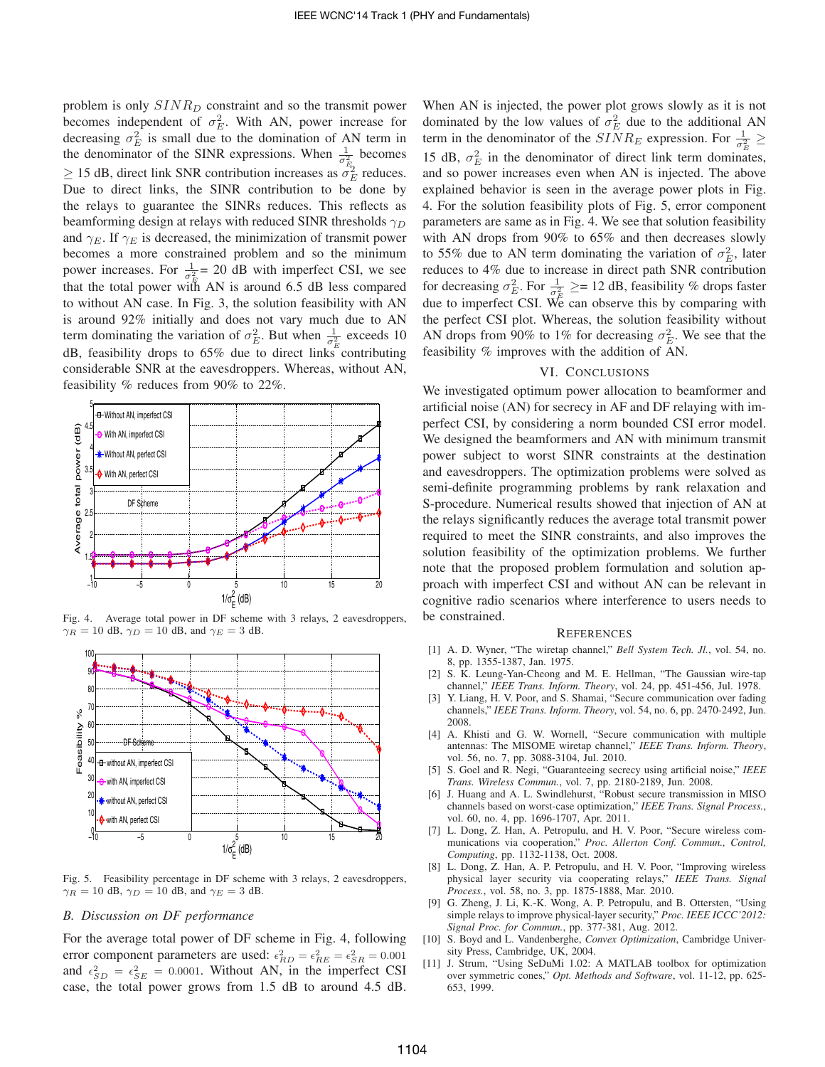problem is only $SINR_D$ constraint and so the transmit power becomes independent of $\sigma_E^2$. With AN, power increase for decreasing $\sigma_E^2$ is small due to the domination of AN term in the denominator of the SINR expressions. When $\frac{1}{\sigma_E^2}$ becomes $\geq$ 15 dB, direct link SNR contribution increases as $\sigma_E^2$ reduces. Due to direct links, the SINR contribution to be done by the relays to guarantee the SINRs reduces. This reflects as beamforming design at relays with reduced SINR thresholds $\gamma_D$ and $\gamma_E$. If $\gamma_E$ is decreased, the minimization of transmit power becomes a more constrained problem and so the minimum power increases. For $\frac{1}{\sigma_E^2}$= 20 dB with imperfect CSI, we see that the total power with AN is around 6.5 dB less compared to without AN case. In Fig. 3, the solution feasibility with AN is around 92% initially and does not vary much due to AN term dominating the variation of $\sigma_E^2$. But when $\frac{1}{\sigma_E^2}$ exceeds 10 dB, feasibility drops to 65% due to direct links contributing considerable SNR at the eavesdroppers. Whereas, without AN, feasibility % reduces from 90% to 22%.

Without AN, imperfect CSI
With AN, imperfect CSI
Without AN, perfect CSI
With AN, perfect CSI
DF Scheme
Average total power (dB)
$1/\sigma_E^2$ (dB)

Fig. 4. Average total power in DF scheme with 3 relays, 2 eavesdroppers, $\gamma_R$ = 10 dB, $\gamma_D$ = 10 dB, and $\gamma_E$ = 3 dB.

DF Scheme
without AN, imperfect CSI
with AN, imperfect CSI
without AN, perfect CSI
with AN, perfect CSI
Feasibility %
$1/\sigma_E^2$ (dB)

Fig. 5. Feasibility percentage in DF scheme with 3 relays, 2 eavesdroppers, $\gamma_R$ = 10 dB, $\gamma_D$ = 10 dB, and $\gamma_E$ = 3 dB.

### B. Discussion on DF performance

For the average total power of DF scheme in Fig. 4, following error component parameters are used: $\epsilon_{RD}^2 = \epsilon_{RE}^2 = \epsilon_{SR}^2 = 0.001$ and $\epsilon_{SD}^2 = \epsilon_{SE}^2 = 0.0001$. Without AN, in the imperfect CSI case, the total power grows from 1.5 dB to around 4.5 dB. When AN is injected, the power plot grows slowly as it is not dominated by the low values of $\sigma_E^2$ due to the additional AN term in the denominator of the $SINR_E$ expression. For $\frac{1}{\sigma_E^2} \geq$ 15 dB, $\sigma_E^2$ in the denominator of direct link term dominates, and so power increases even when AN is injected. The above explained behavior is seen in the average power plots in Fig. 4. For the solution feasibility plots of Fig. 5, error component parameters are same as in Fig. 4. We see that solution feasibility with AN drops from 90% to 65% and then decreases slowly to 55% due to AN term dominating the variation of $\sigma_E^2$, later reduces to 4% due to increase in direct path SNR contribution for decreasing $\sigma_E^2$. For $\frac{1}{\sigma_E^2} \geq$= 12 dB, feasibility % drops faster due to imperfect CSI. We can observe this by comparing with the perfect CSI plot. Whereas, the solution feasibility without AN drops from 90% to 1% for decreasing $\sigma_E^2$. We see that the feasibility % improves with the addition of AN.

## VI. Conclusions

We investigated optimum power allocation to beamformer and artificial noise (AN) for secrecy in AF and DF relaying with imperfect CSI, by considering a norm bounded CSI error model. We designed the beamformers and AN with minimum transmit power subject to worst SINR constraints at the destination and eavesdroppers. The optimization problems were solved as semi-definite programming problems by rank relaxation and S-procedure. Numerical results showed that injection of AN at the relays significantly reduces the average total transmit power required to meet the SINR constraints, and also improves the solution feasibility of the optimization problems. We further note that the proposed problem formulation and solution approach with imperfect CSI and without AN can be relevant in cognitive radio scenarios where interference to users needs to be constrained.

## References

[1] A. D. Wyner, "The wiretap channel," *Bell System Tech. Jl.*, vol. 54, no. 8, pp. 1355-1387, Jan. 1975.

[2] S. K. Leung-Yan-Cheong and M. E. Hellman, "The Gaussian wire-tap channel," *IEEE Trans. Inform. Theory*, vol. 24, pp. 451-456, Jul. 1978.

[3] Y. Liang, H. V. Poor, and S. Shamai, "Secure communication over fading channels," *IEEE Trans. Inform. Theory*, vol. 54, no. 6, pp. 2470-2492, Jun. 2008.

[4] A. Khisti and G. W. Wornell, "Secure communication with multiple antennas: The MISOME wiretap channel," *IEEE Trans. Inform. Theory*, vol. 56, no. 7, pp. 3088-3104, Jul. 2010.

[5] S. Goel and R. Negi, "Guaranteeing secrecy using artificial noise," *IEEE Trans. Wireless Commun.*, vol. 7, pp. 2180-2189, Jun. 2008.

[6] J. Huang and A. L. Swindlehurst, "Robust secure transmission in MISO channels based on worst-case optimization," *IEEE Trans. Signal Process.*, vol. 60, no. 4, pp. 1696-1707, Apr. 2011.

[7] L. Dong, Z. Han, A. Petropulu, and H. V. Poor, "Secure wireless communications via cooperation," *Proc. Allerton Conf. Commun., Control, Computing*, pp. 1132-1138, Oct. 2008.

[8] L. Dong, Z. Han, A. P. Petropulu, and H. V. Poor, "Improving wireless physical layer security via cooperating relays," *IEEE Trans. Signal Process.*, vol. 58, no. 3, pp. 1875-1888, Mar. 2010.

[9] G. Zheng, J. Li, K.-K. Wong, A. P. Petropulu, and B. Ottersten, "Using simple relays to improve physical-layer security," *Proc. IEEE ICCC'2012: Signal Proc. for Commun.*, pp. 377-381, Aug. 2012.

[10] S. Boyd and L. Vandenberghe, *Convex Optimization*, Cambridge University Press, Cambridge, UK, 2004.

[11] J. Strum, "Using SeDuMi 1.02: A MATLAB toolbox for optimization over symmetric cones," *Opt. Methods and Software*, vol. 11-12, pp. 625-653, 1999.